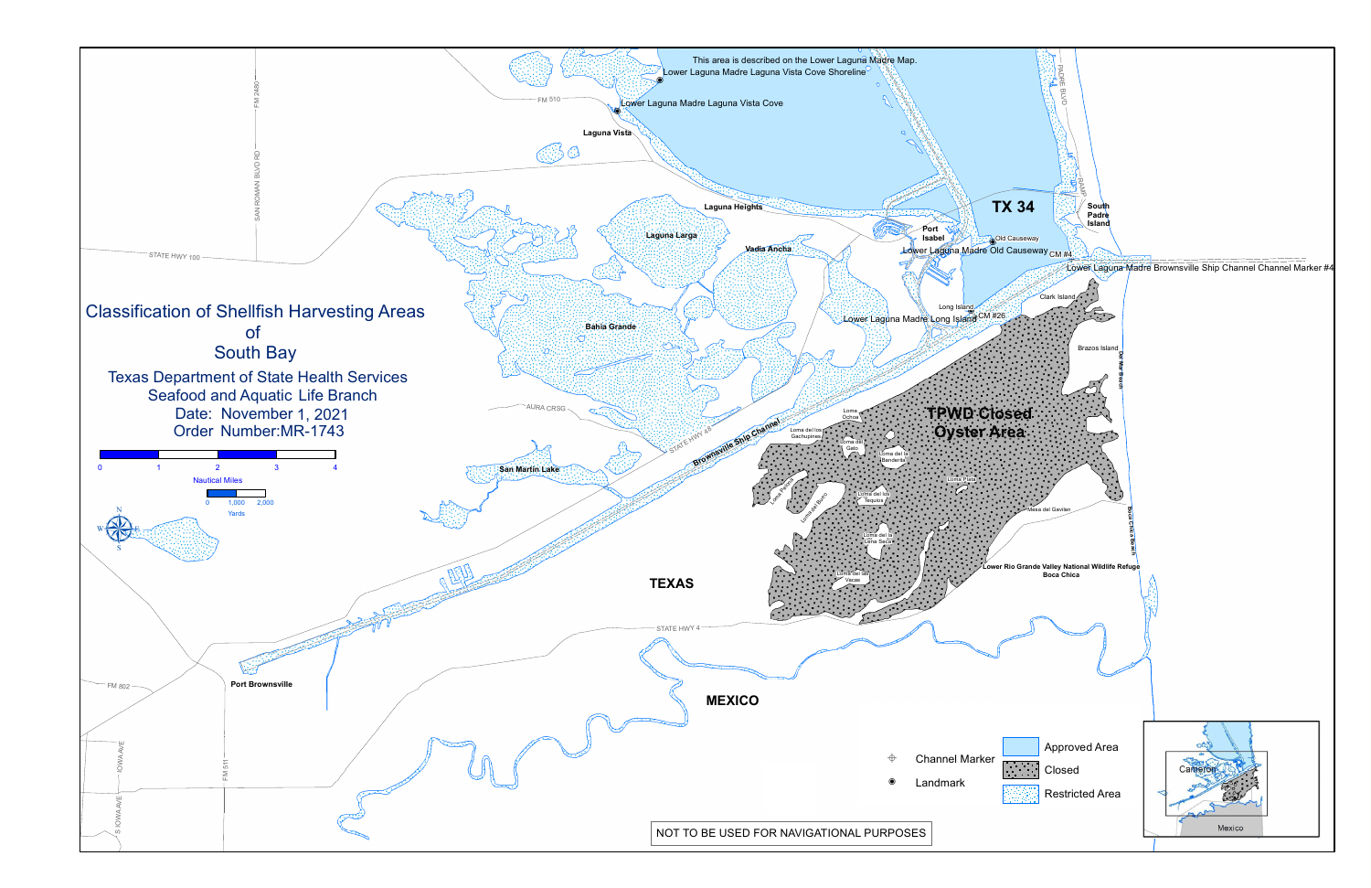# Classification of Shellfish Harvesting Areas of South Bay

Texas Department of State Health Services
Seafood and Aquatic Life Branch
Date: November 1, 2021
Order Number:MR-1743

0 1 2 3 4
Nautical Miles

0 1,000 2,000
Yards

This area is described on the Lower Laguna Madre Map.

Lower Laguna Madre Laguna Vista Cove Shoreline
Lower Laguna Madre Laguna Vista Cove
Laguna Vista
Laguna Heights
Laguna Larga
Vadia Ancha
Bahia Grande
San Martin Lake
Port Isabel
Old Causeway
Lower Laguna Madre Old Causeway
CM #4
Lower Laguna Madre Brownsville Ship Channel Channel Marker #4
TX 34
South Padre Island
Long Island
Lower Laguna Madre Long Island
CM #26
Clark Island
Brazos Island
Del Mar Beach
Brownsville Ship Channel
TPWD Closed Oyster Area
Loma Ochoa
Loma del los Gachupines
Loma del Gato
Loma de la Banderita
Loma Plata
Loma Pelada
Loma del Burro
Loma del los Tequias
Loma de la Loma Seca
Loma de las Vacas
Mesa del Gavilan
Boca Chica Beach
Lower Rio Grande Valley National Wildlife Refuge Boca Chica
Port Brownsville
TEXAS
MEXICO
Cameron
Mexico

STATE HWY 100
FM 2480
SAN ROMAN BLVD RD
FM 510
AURA CRSG
STATE HWY 48
STATE HWY 4
FM 802
FM 511
IOWA AVE
S IOWA AVE
PADRE BLVD
RAMP

Channel Marker
Landmark
Approved Area
Closed
Restricted Area

NOT TO BE USED FOR NAVIGATIONAL PURPOSES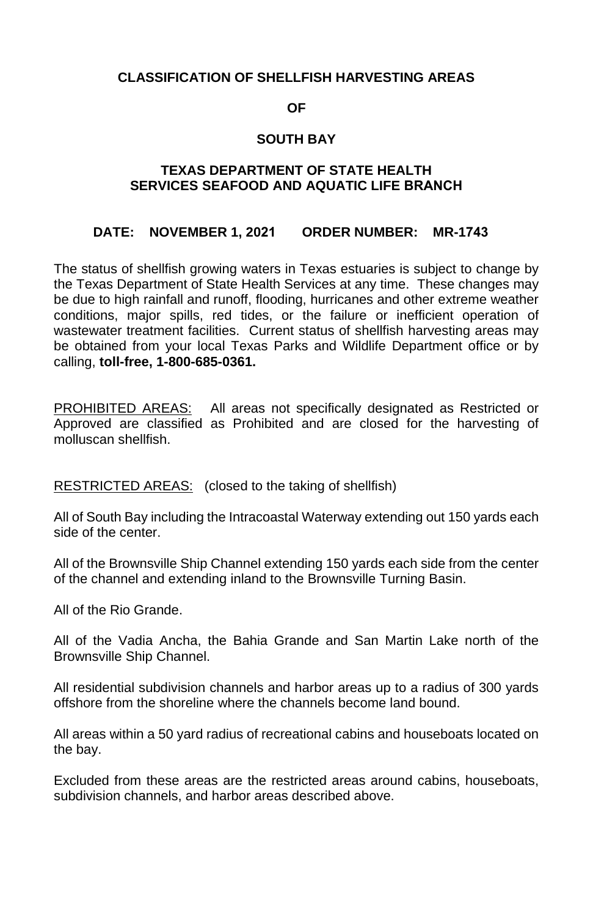**CLASSIFICATION OF SHELLFISH HARVESTING AREAS**

**OF**

**SOUTH BAY**

**TEXAS DEPARTMENT OF STATE HEALTH SERVICES SEAFOOD AND AQUATIC LIFE BRANCH**

**DATE: NOVEMBER 1, 2021 ORDER NUMBER: MR-1743**

The status of shellfish growing waters in Texas estuaries is subject to change by the Texas Department of State Health Services at any time. These changes may be due to high rainfall and runoff, flooding, hurricanes and other extreme weather conditions, major spills, red tides, or the failure or inefficient operation of wastewater treatment facilities. Current status of shellfish harvesting areas may be obtained from your local Texas Parks and Wildlife Department office or by calling, **toll-free, 1-800-685-0361.**

PROHIBITED AREAS: All areas not specifically designated as Restricted or Approved are classified as Prohibited and are closed for the harvesting of molluscan shellfish.

RESTRICTED AREAS: (closed to the taking of shellfish)

All of South Bay including the Intracoastal Waterway extending out 150 yards each side of the center.

All of the Brownsville Ship Channel extending 150 yards each side from the center of the channel and extending inland to the Brownsville Turning Basin.

All of the Rio Grande.

All of the Vadia Ancha, the Bahia Grande and San Martin Lake north of the Brownsville Ship Channel.

All residential subdivision channels and harbor areas up to a radius of 300 yards offshore from the shoreline where the channels become land bound.

All areas within a 50 yard radius of recreational cabins and houseboats located on the bay.

Excluded from these areas are the restricted areas around cabins, houseboats, subdivision channels, and harbor areas described above.